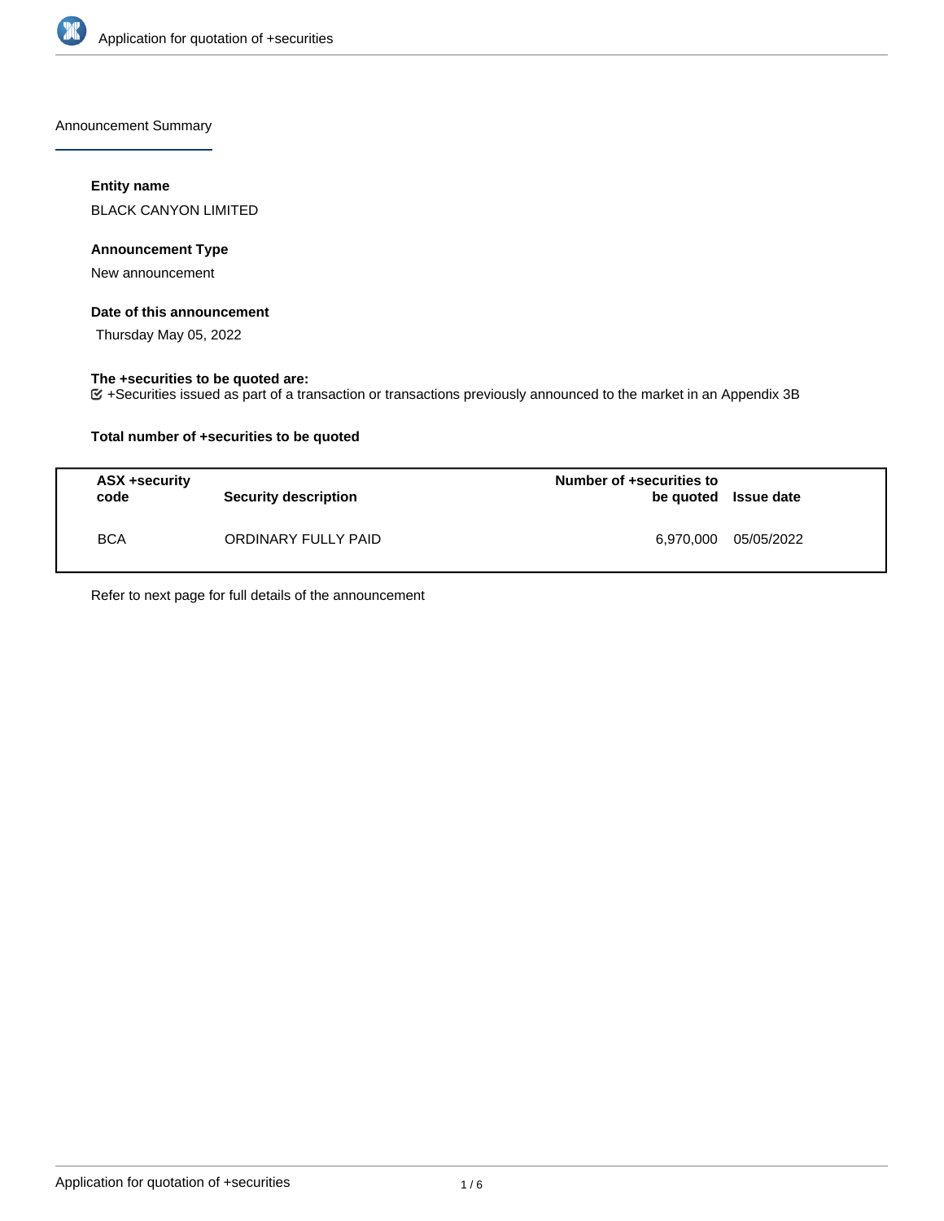Announcement Summary

**Entity name**

BLACK CANYON LIMITED

**Announcement Type**

New announcement

**Date of this announcement**

Thursday May 05, 2022

**The +securities to be quoted are:**

☑ +Securities issued as part of a transaction or transactions previously announced to the market in an Appendix 3B

**Total number of +securities to be quoted**

| ASX +security code | Security description | Number of +securities to be quoted | Issue date |
|---|---|---|---|
| BCA | ORDINARY FULLY PAID | 6,970,000 | 05/05/2022 |

Refer to next page for full details of the announcement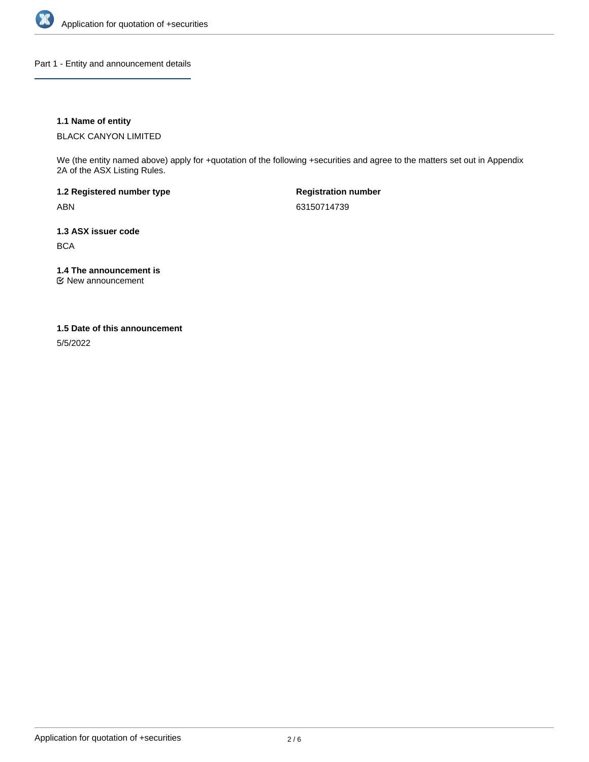## Part 1 - Entity and announcement details

### 1.1 Name of entity

BLACK CANYON LIMITED

We (the entity named above) apply for +quotation of the following +securities and agree to the matters set out in Appendix 2A of the ASX Listing Rules.

| 1.2 Registered number type | Registration number |
|---|---|
| ABN | 63150714739 |

### 1.3 ASX issuer code

BCA

### 1.4 The announcement is

☑ New announcement

### 1.5 Date of this announcement

5/5/2022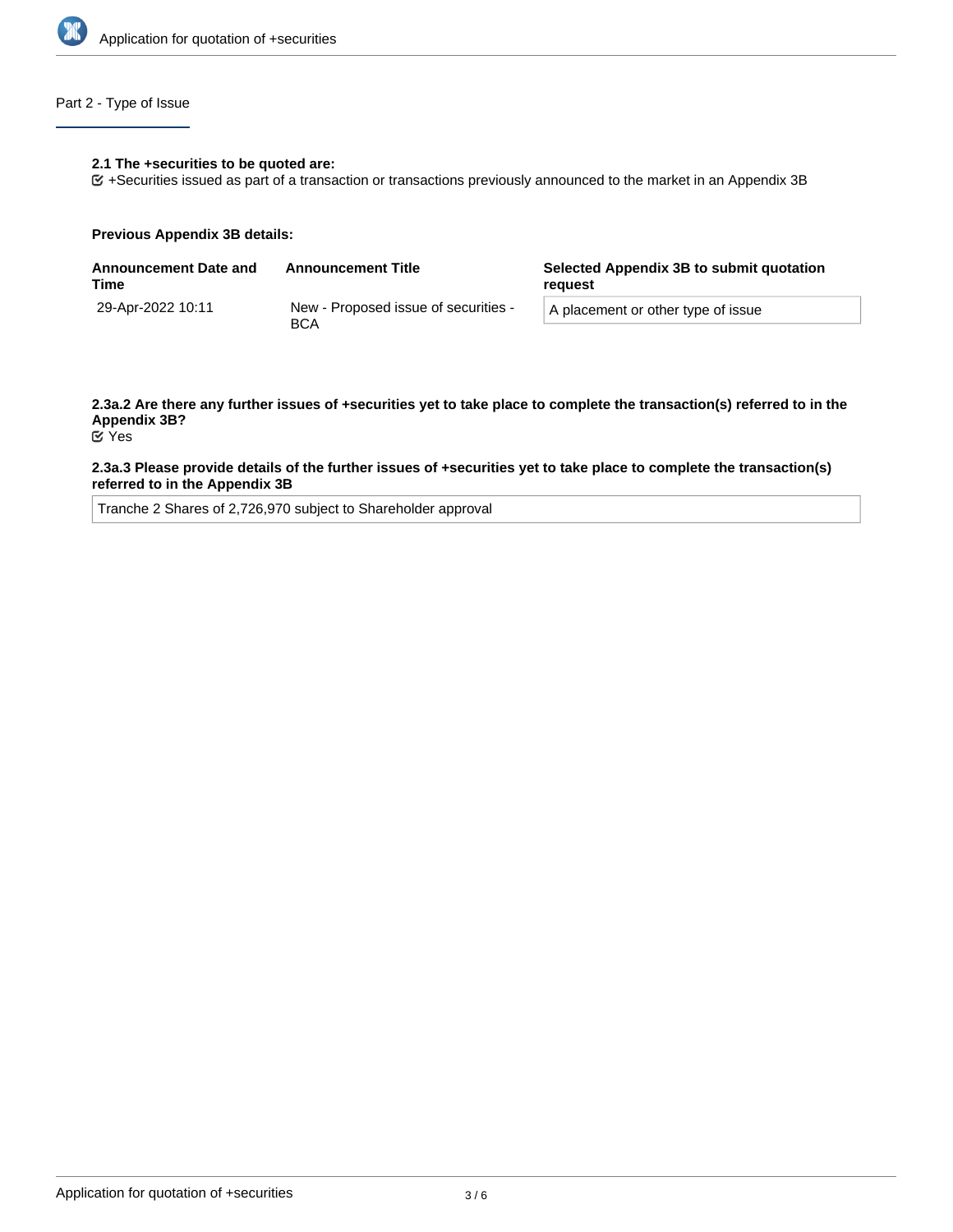## Part 2 - Type of Issue

**2.1 The +securities to be quoted are:**

☑ +Securities issued as part of a transaction or transactions previously announced to the market in an Appendix 3B

**Previous Appendix 3B details:**

| Announcement Date and Time | Announcement Title | Selected Appendix 3B to submit quotation request |
|---|---|---|
| 29-Apr-2022 10:11 | New - Proposed issue of securities - BCA | A placement or other type of issue |

**2.3a.2 Are there any further issues of +securities yet to take place to complete the transaction(s) referred to in the Appendix 3B?**

☑ Yes

**2.3a.3 Please provide details of the further issues of +securities yet to take place to complete the transaction(s) referred to in the Appendix 3B**

Tranche 2 Shares of 2,726,970 subject to Shareholder approval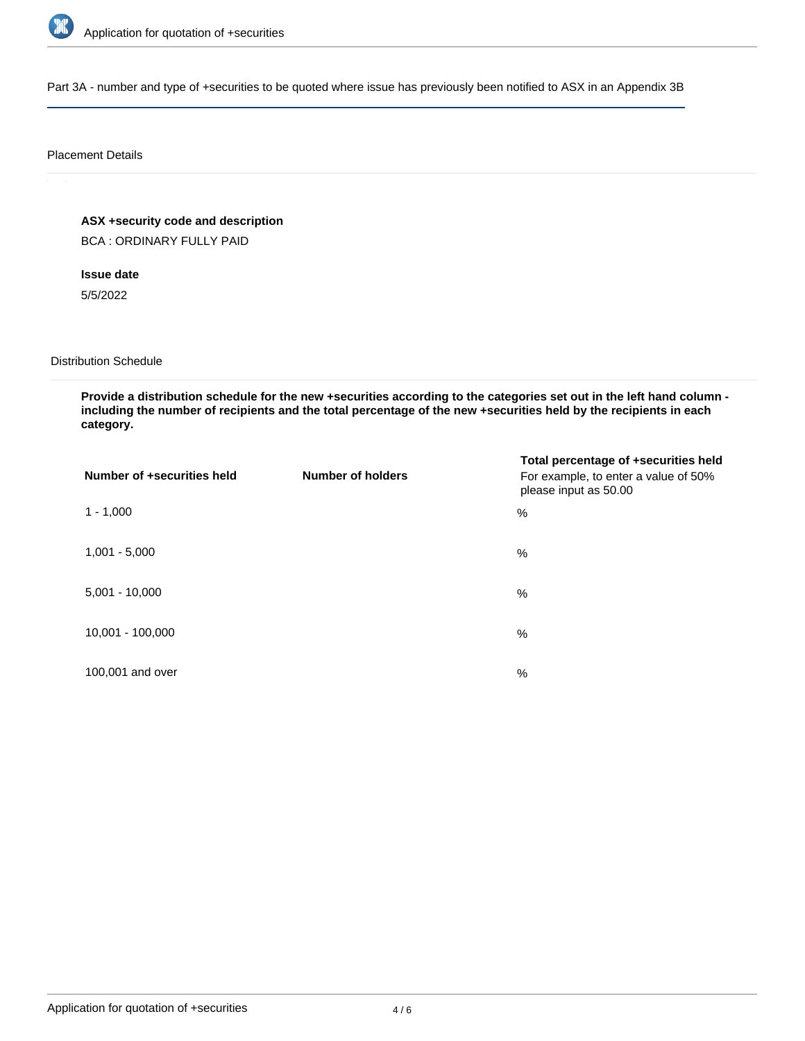Part 3A - number and type of +securities to be quoted where issue has previously been notified to ASX in an Appendix 3B

Placement Details

**ASX +security code and description**

BCA : ORDINARY FULLY PAID

**Issue date**

5/5/2022

Distribution Schedule

**Provide a distribution schedule for the new +securities according to the categories set out in the left hand column - including the number of recipients and the total percentage of the new +securities held by the recipients in each category.**

| Number of +securities held | Number of holders | Total percentage of +securities held For example, to enter a value of 50% please input as 50.00 |
| --- | --- | --- |
| 1 - 1,000 | | % |
| 1,001 - 5,000 | | % |
| 5,001 - 10,000 | | % |
| 10,001 - 100,000 | | % |
| 100,001 and over | | % |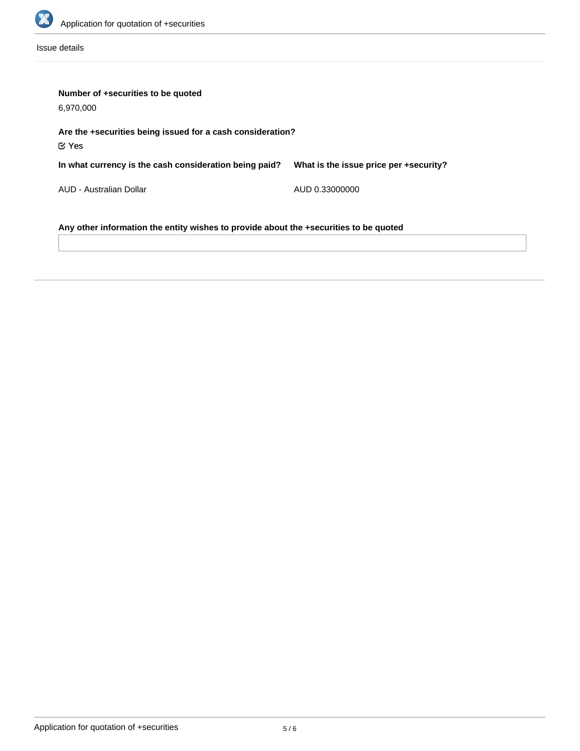Issue details

**Number of +securities to be quoted**

6,970,000

**Are the +securities being issued for a cash consideration?**

☑ Yes

| In what currency is the cash consideration being paid? | What is the issue price per +security? |
| --- | --- |
| AUD - Australian Dollar | AUD 0.33000000 |

**Any other information the entity wishes to provide about the +securities to be quoted**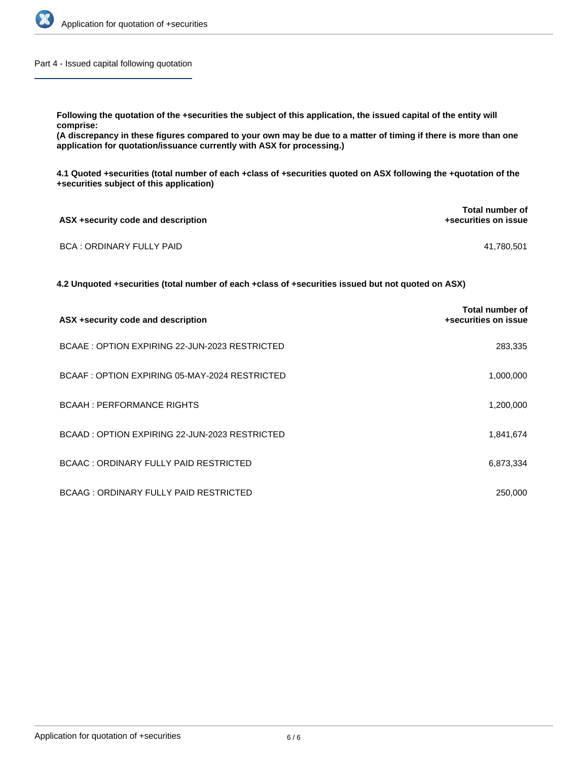## Part 4 - Issued capital following quotation

**Following the quotation of the +securities the subject of this application, the issued capital of the entity will comprise:**
**(A discrepancy in these figures compared to your own may be due to a matter of timing if there is more than one application for quotation/issuance currently with ASX for processing.)**

**4.1 Quoted +securities (total number of each +class of +securities quoted on ASX following the +quotation of the +securities subject of this application)**

| ASX +security code and description | Total number of +securities on issue |
|---|---|
| BCA : ORDINARY FULLY PAID | 41,780,501 |

**4.2 Unquoted +securities (total number of each +class of +securities issued but not quoted on ASX)**

| ASX +security code and description | Total number of +securities on issue |
|---|---|
| BCAAE : OPTION EXPIRING 22-JUN-2023 RESTRICTED | 283,335 |
| BCAAF : OPTION EXPIRING 05-MAY-2024 RESTRICTED | 1,000,000 |
| BCAAH : PERFORMANCE RIGHTS | 1,200,000 |
| BCAAD : OPTION EXPIRING 22-JUN-2023 RESTRICTED | 1,841,674 |
| BCAAC : ORDINARY FULLY PAID RESTRICTED | 6,873,334 |
| BCAAG : ORDINARY FULLY PAID RESTRICTED | 250,000 |